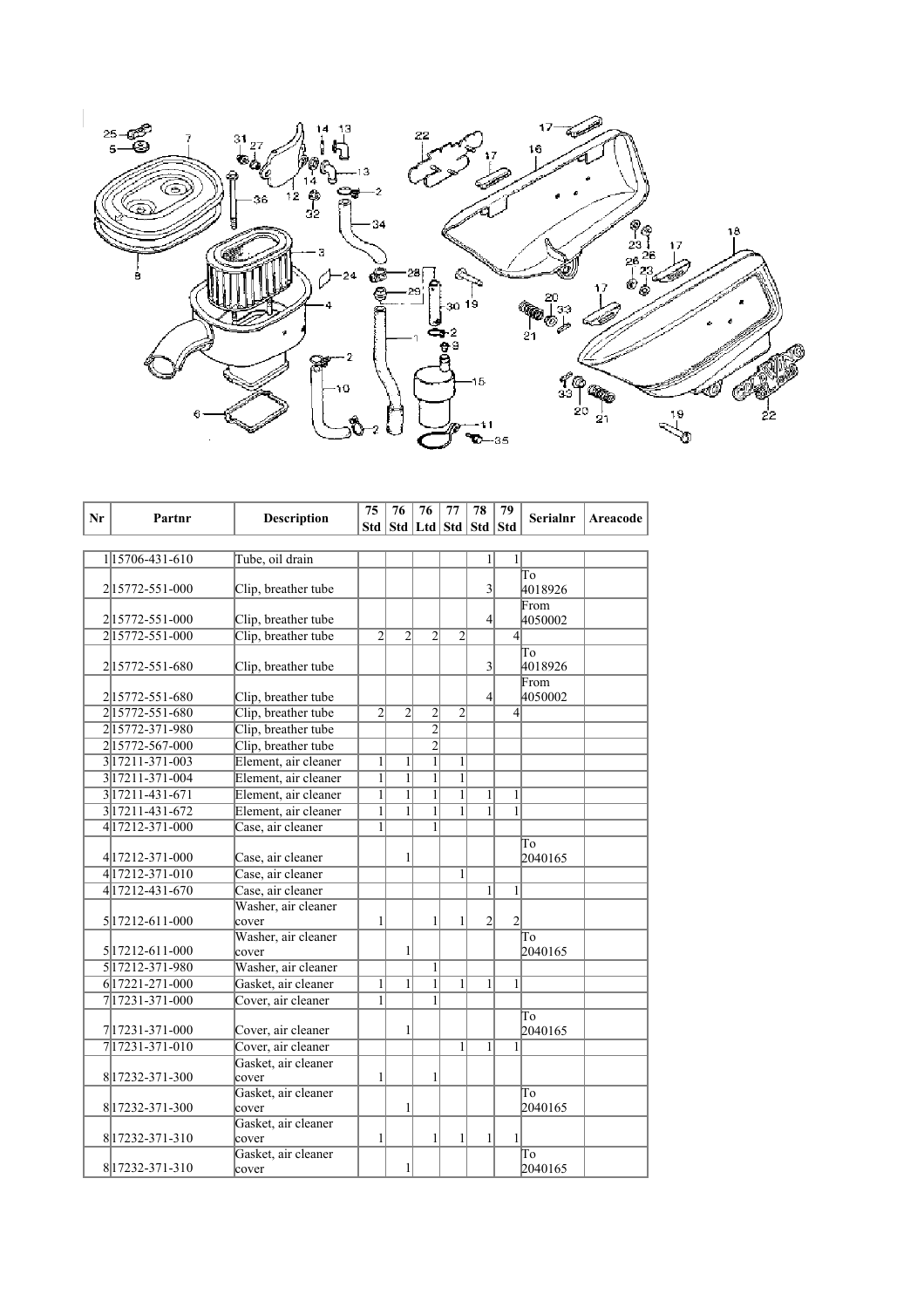| Nr | Partnr | Description | 75 Std | 76 Std | 76 Ltd | 77 Std | 78 Std | 79 Std | Serialnr | Areacode |
|---|---|---|---|---|---|---|---|---|---|---|
| 1 | 15706-431-610 | Tube, oil drain | | | | | 1 | 1 | | |
| 2 | 15772-551-000 | Clip, breather tube | | | | | 3 | | To 4018926 | |
| 2 | 15772-551-000 | Clip, breather tube | | | | | 4 | | From 4050002 | |
| 2 | 15772-551-000 | Clip, breather tube | 2 | 2 | 2 | 2 | | 4 | | |
| 2 | 15772-551-680 | Clip, breather tube | | | | | 3 | | To 4018926 | |
| 2 | 15772-551-680 | Clip, breather tube | | | | | 4 | | From 4050002 | |
| 2 | 15772-551-680 | Clip, breather tube | 2 | 2 | 2 | 2 | | 4 | | |
| 2 | 15772-371-980 | Clip, breather tube | | | 2 | | | | | |
| 2 | 15772-567-000 | Clip, breather tube | | | 2 | | | | | |
| 3 | 17211-371-003 | Element, air cleaner | 1 | 1 | 1 | 1 | | | | |
| 3 | 17211-371-004 | Element, air cleaner | 1 | 1 | 1 | 1 | | | | |
| 3 | 17211-431-671 | Element, air cleaner | 1 | 1 | 1 | 1 | 1 | 1 | | |
| 3 | 17211-431-672 | Element, air cleaner | 1 | 1 | 1 | 1 | 1 | 1 | | |
| 4 | 17212-371-000 | Case, air cleaner | 1 | | 1 | | | | | |
| 4 | 17212-371-000 | Case, air cleaner | | 1 | | | | | To 2040165 | |
| 4 | 17212-371-010 | Case, air cleaner | | | | 1 | | | | |
| 4 | 17212-431-670 | Case, air cleaner | | | | | 1 | 1 | | |
| 5 | 17212-611-000 | Washer, air cleaner cover | 1 | | 1 | 1 | 2 | 2 | | |
| 5 | 17212-611-000 | Washer, air cleaner cover | | 1 | | | | | To 2040165 | |
| 5 | 17212-371-980 | Washer, air cleaner | | | 1 | | | | | |
| 6 | 17221-271-000 | Gasket, air cleaner | 1 | 1 | 1 | 1 | 1 | 1 | | |
| 7 | 17231-371-000 | Cover, air cleaner | 1 | | 1 | | | | | |
| 7 | 17231-371-000 | Cover, air cleaner | | 1 | | | | | To 2040165 | |
| 7 | 17231-371-010 | Cover, air cleaner | | | | 1 | 1 | 1 | | |
| 8 | 17232-371-300 | Gasket, air cleaner cover | 1 | | 1 | | | | | |
| 8 | 17232-371-300 | Gasket, air cleaner cover | | 1 | | | | | To 2040165 | |
| 8 | 17232-371-310 | Gasket, air cleaner cover | 1 | | 1 | 1 | 1 | 1 | | |
| 8 | 17232-371-310 | Gasket, air cleaner cover | | 1 | | | | | To 2040165 | |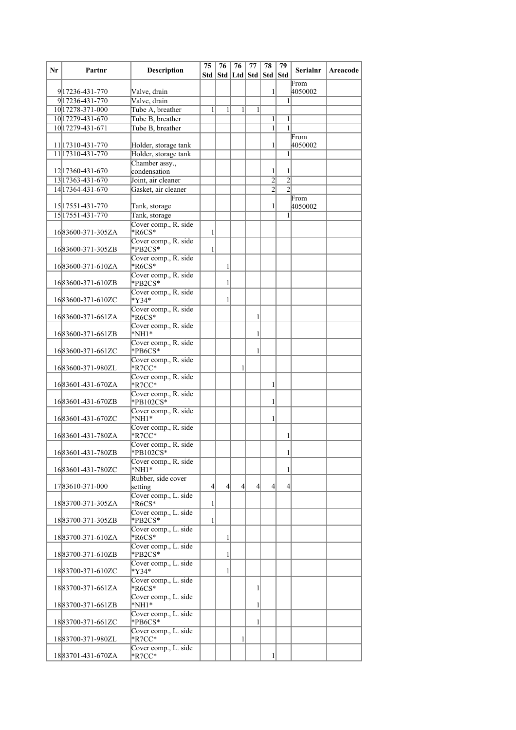| Nr | Partnr | Description | 75 Std | 76 Std | 76 Ltd | 77 Std | 78 Std | 79 Std | Serialnr | Areacode |
|---|---|---|---|---|---|---|---|---|---|---|
| 9 | 17236-431-770 | Valve, drain | | | | | 1 | | From 4050002 | |
| 9 | 17236-431-770 | Valve, drain | | | | | | 1 | | |
| 10 | 17278-371-000 | Tube A, breather | 1 | 1 | 1 | 1 | | | | |
| 10 | 17279-431-670 | Tube B, breather | | | | | 1 | 1 | | |
| 10 | 17279-431-671 | Tube B, breather | | | | | 1 | 1 | | |
| 11 | 17310-431-770 | Holder, storage tank | | | | | 1 | | From 4050002 | |
| 11 | 17310-431-770 | Holder, storage tank | | | | | | 1 | | |
| 12 | 17360-431-670 | Chamber assy., condensation | | | | | 1 | 1 | | |
| 13 | 17363-431-670 | Joint, air cleaner | | | | | 2 | 2 | | |
| 14 | 17364-431-670 | Gasket, air cleaner | | | | | 2 | 2 | | |
| 15 | 17551-431-770 | Tank, storage | | | | | 1 | | From 4050002 | |
| 15 | 17551-431-770 | Tank, storage | | | | | | 1 | | |
| 16 | 83600-371-305ZA | Cover comp., R. side *R6CS* | 1 | | | | | | | |
| 16 | 83600-371-305ZB | Cover comp., R. side *PB2CS* | 1 | | | | | | | |
| 16 | 83600-371-610ZA | Cover comp., R. side *R6CS* | | 1 | | | | | | |
| 16 | 83600-371-610ZB | Cover comp., R. side *PB2CS* | | 1 | | | | | | |
| 16 | 83600-371-610ZC | Cover comp., R. side *Y34* | | 1 | | | | | | |
| 16 | 83600-371-661ZA | Cover comp., R. side *R6CS* | | | | 1 | | | | |
| 16 | 83600-371-661ZB | Cover comp., R. side *NH1* | | | | 1 | | | | |
| 16 | 83600-371-661ZC | Cover comp., R. side *PB6CS* | | | | 1 | | | | |
| 16 | 83600-371-980ZL | Cover comp., R. side *R7CC* | | | 1 | | | | | |
| 16 | 83601-431-670ZA | Cover comp., R. side *R7CC* | | | | | 1 | | | |
| 16 | 83601-431-670ZB | Cover comp., R. side *PB102CS* | | | | | 1 | | | |
| 16 | 83601-431-670ZC | Cover comp., R. side *NH1* | | | | | 1 | | | |
| 16 | 83601-431-780ZA | Cover comp., R. side *R7CC* | | | | | | 1 | | |
| 16 | 83601-431-780ZB | Cover comp., R. side *PB102CS* | | | | | | 1 | | |
| 16 | 83601-431-780ZC | Cover comp., R. side *NH1* | | | | | | 1 | | |
| 17 | 83610-371-000 | Rubber, side cover setting | 4 | 4 | 4 | 4 | 4 | 4 | | |
| 18 | 83700-371-305ZA | Cover comp., L. side *R6CS* | 1 | | | | | | | |
| 18 | 83700-371-305ZB | Cover comp., L. side *PB2CS* | 1 | | | | | | | |
| 18 | 83700-371-610ZA | Cover comp., L. side *R6CS* | | 1 | | | | | | |
| 18 | 83700-371-610ZB | Cover comp., L. side *PB2CS* | | 1 | | | | | | |
| 18 | 83700-371-610ZC | Cover comp., L. side *Y34* | | 1 | | | | | | |
| 18 | 83700-371-661ZA | Cover comp., L. side *R6CS* | | | | 1 | | | | |
| 18 | 83700-371-661ZB | Cover comp., L. side *NH1* | | | | 1 | | | | |
| 18 | 83700-371-661ZC | Cover comp., L. side *PB6CS* | | | | 1 | | | | |
| 18 | 83700-371-980ZL | Cover comp., L. side *R7CC* | | | 1 | | | | | |
| 18 | 83701-431-670ZA | Cover comp., L. side *R7CC* | | | | | 1 | | | |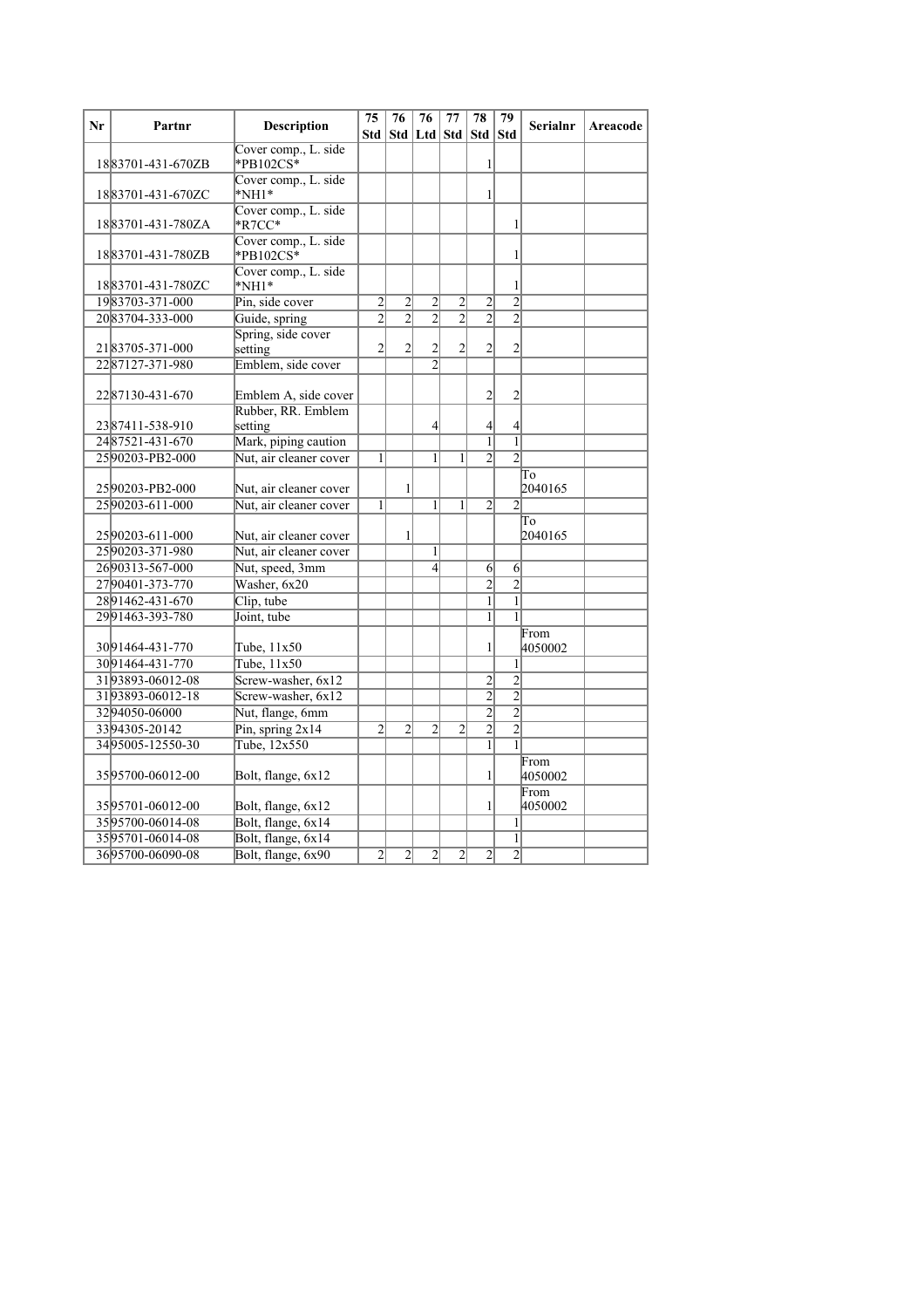| Nr | Partnr | Description | 75 Std | 76 Std | 76 Ltd | 77 Std | 78 Std | 79 Std | Serialnr | Areacode |
|---|---|---|---|---|---|---|---|---|---|---|
| 18 | 83701-431-670ZB | Cover comp., L. side *PB102CS* | | | | | 1 | | | |
| 18 | 83701-431-670ZC | Cover comp., L. side *NH1* | | | | | 1 | | | |
| 18 | 83701-431-780ZA | Cover comp., L. side *R7CC* | | | | | | 1 | | |
| 18 | 83701-431-780ZB | Cover comp., L. side *PB102CS* | | | | | | 1 | | |
| 18 | 83701-431-780ZC | Cover comp., L. side *NH1* | | | | | | 1 | | |
| 19 | 83703-371-000 | Pin, side cover | 2 | 2 | 2 | 2 | 2 | 2 | | |
| 20 | 83704-333-000 | Guide, spring | 2 | 2 | 2 | 2 | 2 | 2 | | |
| 21 | 83705-371-000 | Spring, side cover setting | 2 | 2 | 2 | 2 | 2 | 2 | | |
| 22 | 87127-371-980 | Emblem, side cover | | | 2 | | | | | |
| 22 | 87130-431-670 | Emblem A, side cover | | | | | 2 | 2 | | |
| 23 | 87411-538-910 | Rubber, RR. Emblem setting | | | 4 | | 4 | 4 | | |
| 24 | 87521-431-670 | Mark, piping caution | | | | | 1 | 1 | | |
| 25 | 90203-PB2-000 | Nut, air cleaner cover | 1 | | 1 | 1 | 2 | 2 | | |
| 25 | 90203-PB2-000 | Nut, air cleaner cover | | 1 | | | | | To 2040165 | |
| 25 | 90203-611-000 | Nut, air cleaner cover | 1 | | 1 | 1 | 2 | 2 | | |
| 25 | 90203-611-000 | Nut, air cleaner cover | | 1 | | | | | To 2040165 | |
| 25 | 90203-371-980 | Nut, air cleaner cover | | | 1 | | | | | |
| 26 | 90313-567-000 | Nut, speed, 3mm | | | 4 | | 6 | 6 | | |
| 27 | 90401-373-770 | Washer, 6x20 | | | | | 2 | 2 | | |
| 28 | 91462-431-670 | Clip, tube | | | | | 1 | 1 | | |
| 29 | 91463-393-780 | Joint, tube | | | | | 1 | 1 | | |
| 30 | 91464-431-770 | Tube, 11x50 | | | | | 1 | | From 4050002 | |
| 30 | 91464-431-770 | Tube, 11x50 | | | | | | 1 | | |
| 31 | 93893-06012-08 | Screw-washer, 6x12 | | | | | 2 | 2 | | |
| 31 | 93893-06012-18 | Screw-washer, 6x12 | | | | | 2 | 2 | | |
| 32 | 94050-06000 | Nut, flange, 6mm | | | | | 2 | 2 | | |
| 33 | 94305-20142 | Pin, spring 2x14 | 2 | 2 | 2 | 2 | 2 | 2 | | |
| 34 | 95005-12550-30 | Tube, 12x550 | | | | | 1 | 1 | | |
| 35 | 95700-06012-00 | Bolt, flange, 6x12 | | | | | 1 | | From 4050002 | |
| 35 | 95701-06012-00 | Bolt, flange, 6x12 | | | | | 1 | | From 4050002 | |
| 35 | 95700-06014-08 | Bolt, flange, 6x14 | | | | | | 1 | | |
| 35 | 95701-06014-08 | Bolt, flange, 6x14 | | | | | | 1 | | |
| 36 | 95700-06090-08 | Bolt, flange, 6x90 | 2 | 2 | 2 | 2 | 2 | 2 | | |